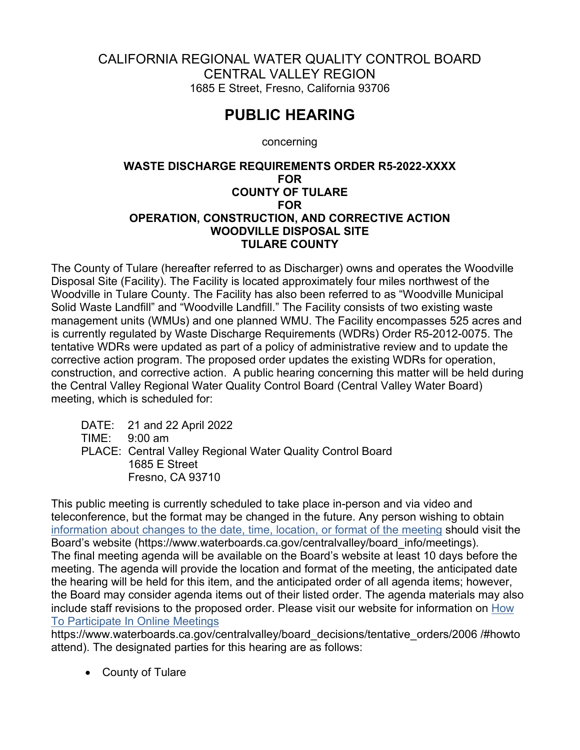CALIFORNIA REGIONAL WATER QUALITY CONTROL BOARD
CENTRAL VALLEY REGION
1685 E Street, Fresno, California 93706

# PUBLIC HEARING

concerning

**WASTE DISCHARGE REQUIREMENTS ORDER R5-2022-XXXX**
**FOR**
**COUNTY OF TULARE**
**FOR**
**OPERATION, CONSTRUCTION, AND CORRECTIVE ACTION**
**WOODVILLE DISPOSAL SITE**
**TULARE COUNTY**

The County of Tulare (hereafter referred to as Discharger) owns and operates the Woodville Disposal Site (Facility). The Facility is located approximately four miles northwest of the Woodville in Tulare County. The Facility has also been referred to as "Woodville Municipal Solid Waste Landfill" and "Woodville Landfill." The Facility consists of two existing waste management units (WMUs) and one planned WMU. The Facility encompasses 525 acres and is currently regulated by Waste Discharge Requirements (WDRs) Order R5-2012-0075. The tentative WDRs were updated as part of a policy of administrative review and to update the corrective action program. The proposed order updates the existing WDRs for operation, construction, and corrective action. A public hearing concerning this matter will be held during the Central Valley Regional Water Quality Control Board (Central Valley Water Board) meeting, which is scheduled for:

DATE: 21 and 22 April 2022
TIME: 9:00 am
PLACE: Central Valley Regional Water Quality Control Board
1685 E Street
Fresno, CA 93710

This public meeting is currently scheduled to take place in-person and via video and teleconference, but the format may be changed in the future. Any person wishing to obtain [information about changes to the date, time, location, or format of the meeting](https://www.waterboards.ca.gov/centralvalley/board_info/meetings) should visit the Board's website (https://www.waterboards.ca.gov/centralvalley/board_info/meetings). The final meeting agenda will be available on the Board's website at least 10 days before the meeting. The agenda will provide the location and format of the meeting, the anticipated date the hearing will be held for this item, and the anticipated order of all agenda items; however, the Board may consider agenda items out of their listed order. The agenda materials may also include staff revisions to the proposed order. Please visit our website for information on [How To Participate In Online Meetings](https://www.waterboards.ca.gov/centralvalley/board_decisions/tentative_orders/2006/#howtoattend)
https://www.waterboards.ca.gov/centralvalley/board_decisions/tentative_orders/2006 /#howto attend). The designated parties for this hearing are as follows:

- County of Tulare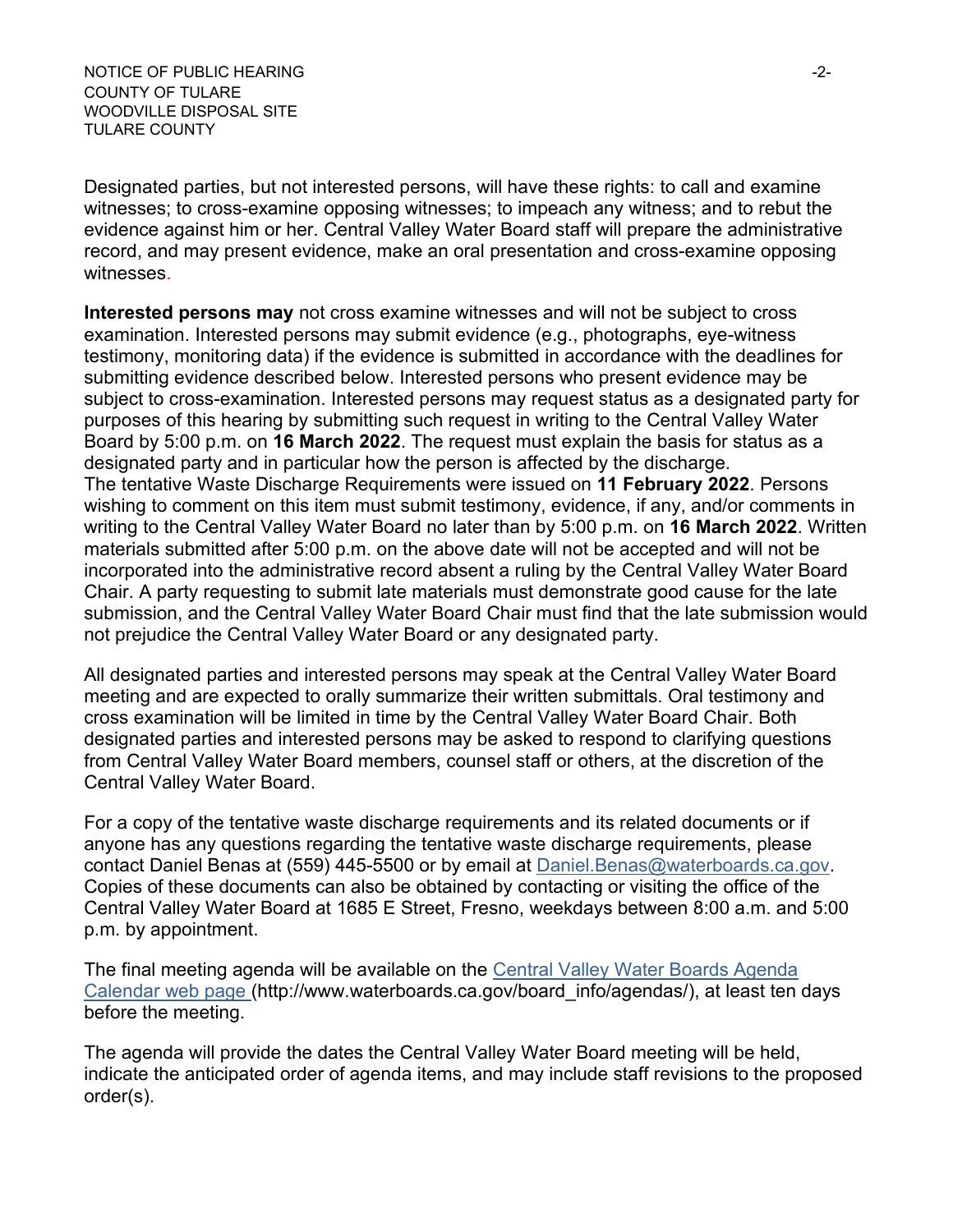Designated parties, but not interested persons, will have these rights: to call and examine witnesses; to cross-examine opposing witnesses; to impeach any witness; and to rebut the evidence against him or her. Central Valley Water Board staff will prepare the administrative record, and may present evidence, make an oral presentation and cross-examine opposing witnesses.

**Interested persons may** not cross examine witnesses and will not be subject to cross examination. Interested persons may submit evidence (e.g., photographs, eye-witness testimony, monitoring data) if the evidence is submitted in accordance with the deadlines for submitting evidence described below. Interested persons who present evidence may be subject to cross-examination. Interested persons may request status as a designated party for purposes of this hearing by submitting such request in writing to the Central Valley Water Board by 5:00 p.m. on **16 March 2022**. The request must explain the basis for status as a designated party and in particular how the person is affected by the discharge.
The tentative Waste Discharge Requirements were issued on **11 February 2022**. Persons wishing to comment on this item must submit testimony, evidence, if any, and/or comments in writing to the Central Valley Water Board no later than by 5:00 p.m. on **16 March 2022**. Written materials submitted after 5:00 p.m. on the above date will not be accepted and will not be incorporated into the administrative record absent a ruling by the Central Valley Water Board Chair. A party requesting to submit late materials must demonstrate good cause for the late submission, and the Central Valley Water Board Chair must find that the late submission would not prejudice the Central Valley Water Board or any designated party.

All designated parties and interested persons may speak at the Central Valley Water Board meeting and are expected to orally summarize their written submittals. Oral testimony and cross examination will be limited in time by the Central Valley Water Board Chair. Both designated parties and interested persons may be asked to respond to clarifying questions from Central Valley Water Board members, counsel staff or others, at the discretion of the Central Valley Water Board.

For a copy of the tentative waste discharge requirements and its related documents or if anyone has any questions regarding the tentative waste discharge requirements, please contact Daniel Benas at (559) 445-5500 or by email at Daniel.Benas@waterboards.ca.gov. Copies of these documents can also be obtained by contacting or visiting the office of the Central Valley Water Board at 1685 E Street, Fresno, weekdays between 8:00 a.m. and 5:00 p.m. by appointment.

The final meeting agenda will be available on the Central Valley Water Boards Agenda Calendar web page (http://www.waterboards.ca.gov/board_info/agendas/), at least ten days before the meeting.

The agenda will provide the dates the Central Valley Water Board meeting will be held, indicate the anticipated order of agenda items, and may include staff revisions to the proposed order(s).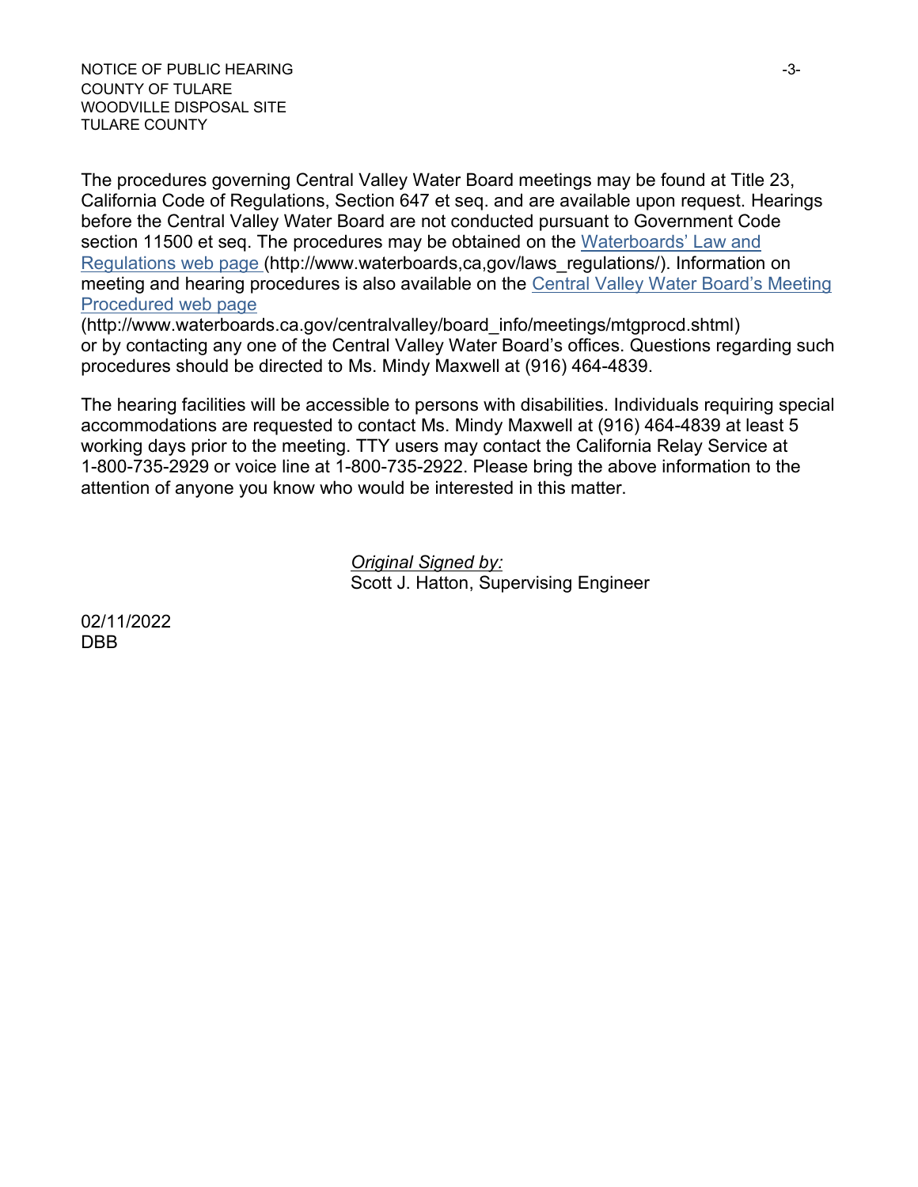The procedures governing Central Valley Water Board meetings may be found at Title 23, California Code of Regulations, Section 647 et seq. and are available upon request. Hearings before the Central Valley Water Board are not conducted pursuant to Government Code section 11500 et seq. The procedures may be obtained on the [Waterboards' Law and Regulations web page](http://www.waterboards,ca,gov/laws_regulations/) (http://www.waterboards,ca,gov/laws_regulations/). Information on meeting and hearing procedures is also available on the [Central Valley Water Board's Meeting Procedured web page](http://www.waterboards.ca.gov/centralvalley/board_info/meetings/mtgprocd.shtml) (http://www.waterboards.ca.gov/centralvalley/board_info/meetings/mtgprocd.shtml) or by contacting any one of the Central Valley Water Board's offices. Questions regarding such procedures should be directed to Ms. Mindy Maxwell at (916) 464-4839.

The hearing facilities will be accessible to persons with disabilities. Individuals requiring special accommodations are requested to contact Ms. Mindy Maxwell at (916) 464-4839 at least 5 working days prior to the meeting. TTY users may contact the California Relay Service at 1-800-735-2929 or voice line at 1-800-735-2922. Please bring the above information to the attention of anyone you know who would be interested in this matter.

*Original Signed by:*
Scott J. Hatton, Supervising Engineer

02/11/2022
DBB